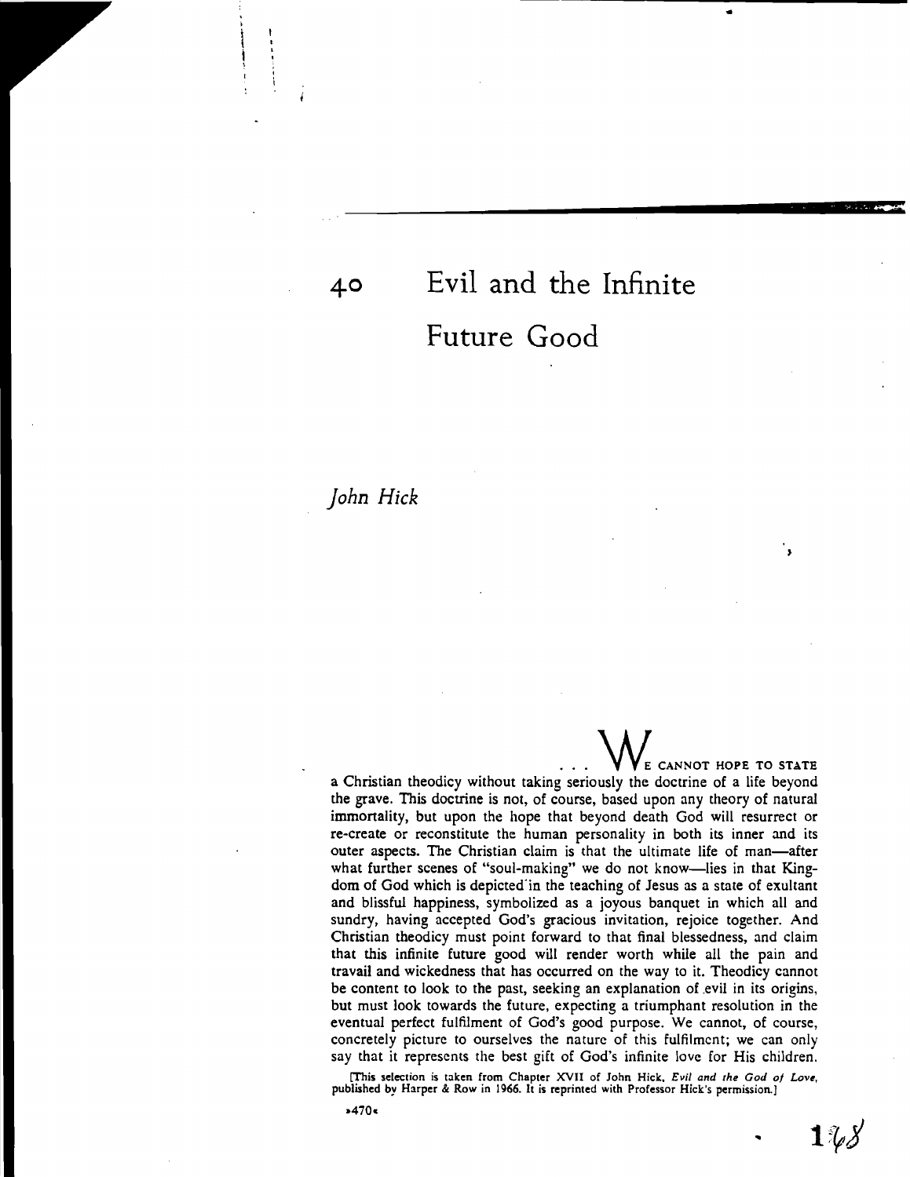# 40 Evil and the Infinite Future Good

*John Hick*

. . . WE CANNOT HOPE TO STATE a Christian theodicy without taking seriously the doctrine of a life beyond the grave. This doctrine is not, of course, based upon any theory of natural immortality, but upon the hope that beyond death God will resurrect or re-create or reconstitute the human personality in both its inner and its outer aspects. The Christian claim is that the ultimate life of man—after what further scenes of "soul-making" we do not know—lies in that Kingdom of God which is depicted in the teaching of Jesus as a state of exultant and blissful happiness, symbolized as a joyous banquet in which all and sundry, having accepted God's gracious invitation, rejoice together. And Christian theodicy must point forward to that final blessedness, and claim that this infinite future good will render worth while all the pain and travail and wickedness that has occurred on the way to it. Theodicy cannot be content to look to the past, seeking an explanation of evil in its origins, but must look towards the future, expecting a triumphant resolution in the eventual perfect fulfilment of God's good purpose. We cannot, of course, concretely picture to ourselves the nature of this fulfilment; we can only say that it represents the best gift of God's infinite love for His children.

[This selection is taken from Chapter XVII of John Hick, *Evil and the God of Love*, published by Harper & Row in 1966. It is reprinted with Professor Hick's permission.]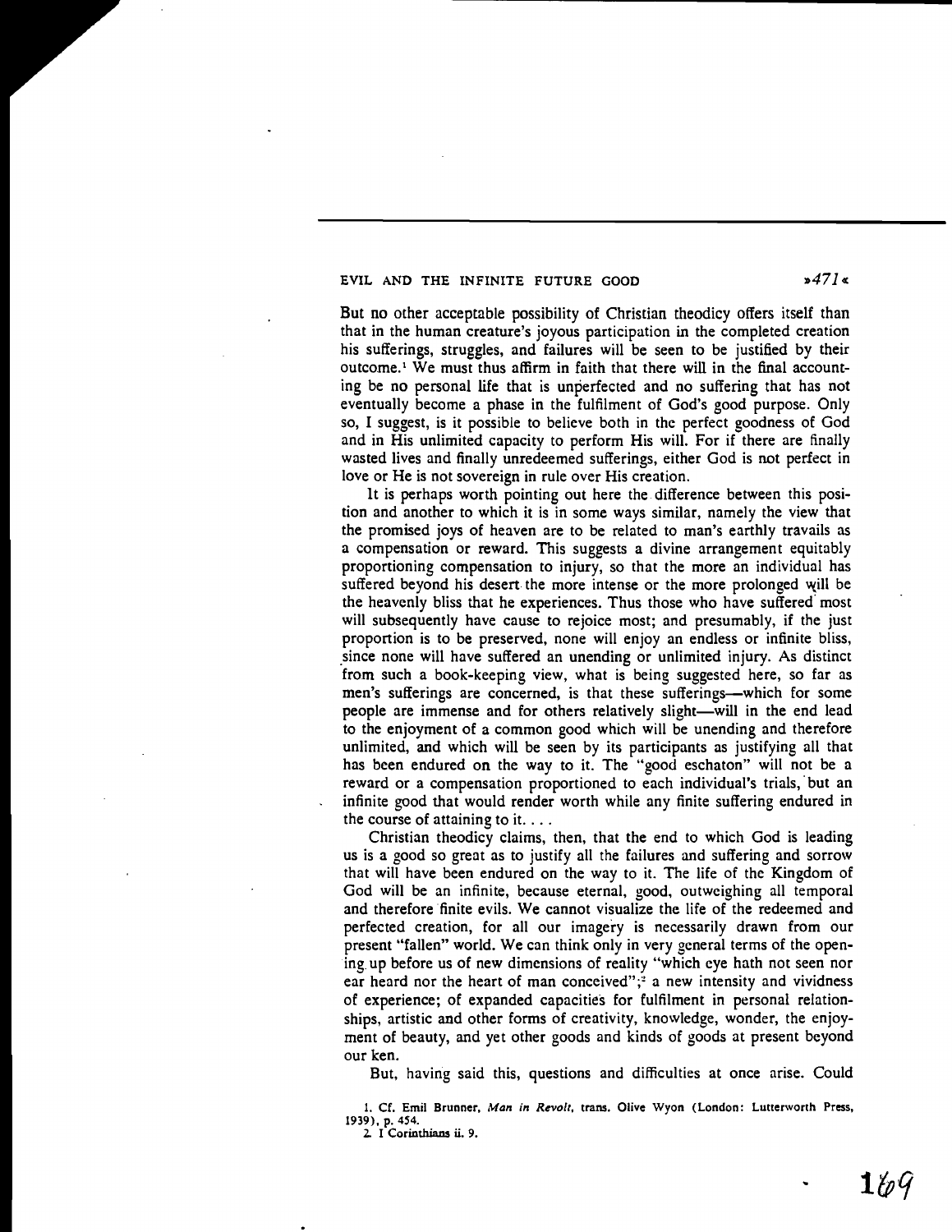But no other acceptable possibility of Christian theodicy offers itself than that in the human creature's joyous participation in the completed creation his sufferings, struggles, and failures will be seen to be justified by their outcome.[1] We must thus affirm in faith that there will in the final accounting be no personal life that is unperfected and no suffering that has not eventually become a phase in the fulfilment of God's good purpose. Only so, I suggest, is it possible to believe both in the perfect goodness of God and in His unlimited capacity to perform His will. For if there are finally wasted lives and finally unredeemed sufferings, either God is not perfect in love or He is not sovereign in rule over His creation.

It is perhaps worth pointing out here the difference between this position and another to which it is in some ways similar, namely the view that the promised joys of heaven are to be related to man's earthly travails as a compensation or reward. This suggests a divine arrangement equitably proportioning compensation to injury, so that the more an individual has suffered beyond his desert the more intense or the more prolonged will be the heavenly bliss that he experiences. Thus those who have suffered most will subsequently have cause to rejoice most; and presumably, if the just proportion is to be preserved, none will enjoy an endless or infinite bliss, since none will have suffered an unending or unlimited injury. As distinct from such a book-keeping view, what is being suggested here, so far as men's sufferings are concerned, is that these sufferings—which for some people are immense and for others relatively slight—will in the end lead to the enjoyment of a common good which will be unending and therefore unlimited, and which will be seen by its participants as justifying all that has been endured on the way to it. The "good eschaton" will not be a reward or a compensation proportioned to each individual's trials, but an infinite good that would render worth while any finite suffering endured in the course of attaining to it. . . .

Christian theodicy claims, then, that the end to which God is leading us is a good so great as to justify all the failures and suffering and sorrow that will have been endured on the way to it. The life of the Kingdom of God will be an infinite, because eternal, good, outweighing all temporal and therefore finite evils. We cannot visualize the life of the redeemed and perfected creation, for all our imagery is necessarily drawn from our present "fallen" world. We can think only in very general terms of the opening up before us of new dimensions of reality "which eye hath not seen nor ear heard nor the heart of man conceived";[2] a new intensity and vividness of experience; of expanded capacities for fulfilment in personal relationships, artistic and other forms of creativity, knowledge, wonder, the enjoyment of beauty, and yet other goods and kinds of goods at present beyond our ken.

But, having said this, questions and difficulties at once arise. Could

1. Cf. Emil Brunner, *Man in Revolt*, trans. Olive Wyon (London: Lutterworth Press, 1939), p. 454.

2. I Corinthians ii. 9.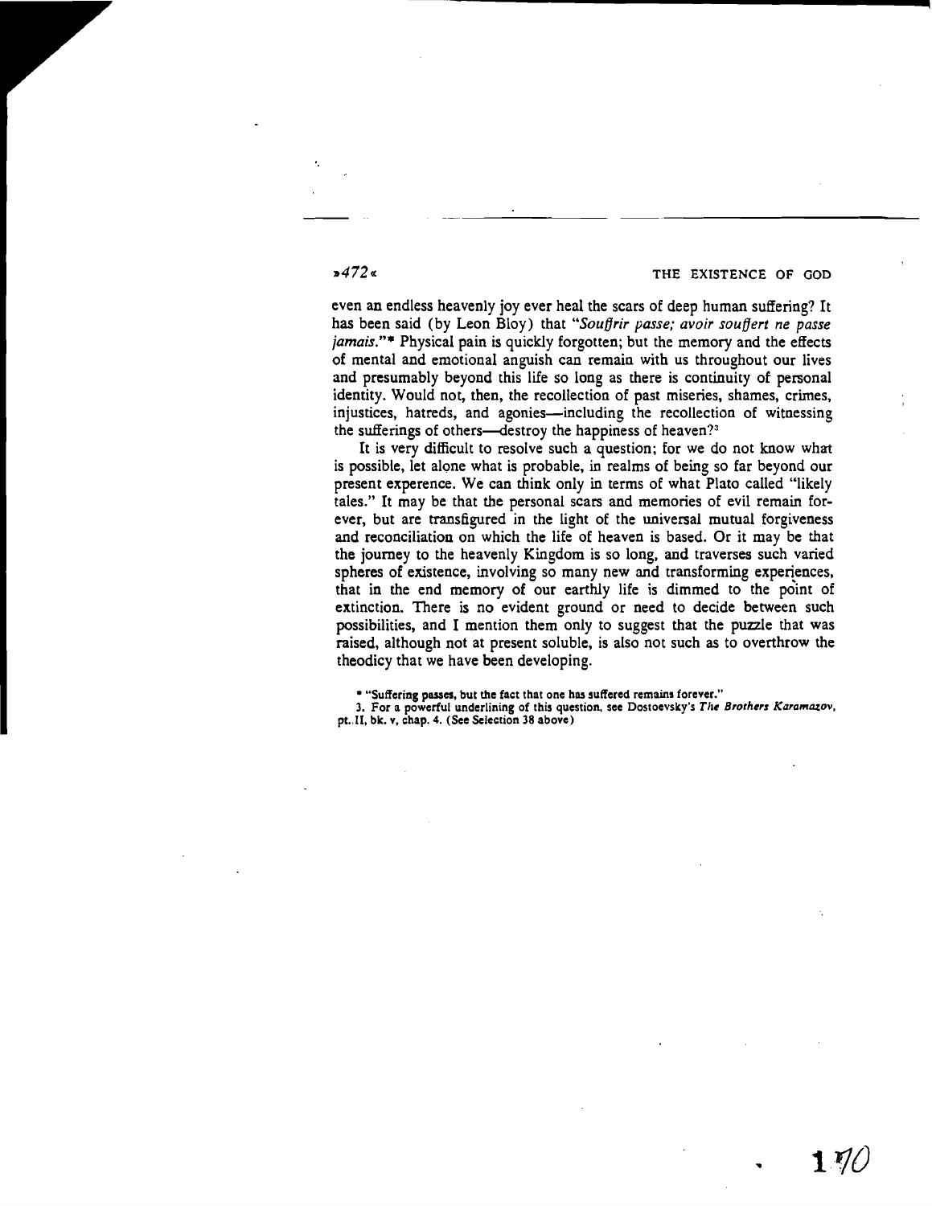even an endless heavenly joy ever heal the scars of deep human suffering? It has been said (by Leon Bloy) that "*Souffrir passe; avoir souffert ne passe jamais.*"* Physical pain is quickly forgotten; but the memory and the effects of mental and emotional anguish can remain with us throughout our lives and presumably beyond this life so long as there is continuity of personal identity. Would not, then, the recollection of past miseries, shames, crimes, injustices, hatreds, and agonies—including the recollection of witnessing the sufferings of others—destroy the happiness of heaven?[3]

It is very difficult to resolve such a question; for we do not know what is possible, let alone what is probable, in realms of being so far beyond our present experence. We can think only in terms of what Plato called "likely tales." It may be that the personal scars and memories of evil remain forever, but are transfigured in the light of the universal mutual forgiveness and reconciliation on which the life of heaven is based. Or it may be that the journey to the heavenly Kingdom is so long, and traverses such varied spheres of existence, involving so many new and transforming experiences, that in the end memory of our earthly life is dimmed to the point of extinction. There is no evident ground or need to decide between such possibilities, and I mention them only to suggest that the puzzle that was raised, although not at present soluble, is also not such as to overthrow the theodicy that we have been developing.

* "Suffering passes, but the fact that one has suffered remains forever."

3. For a powerful underlining of this question, see Dostoevsky's *The Brothers Karamazov*, pt. II, bk. v, chap. 4. (See Selection 38 above)